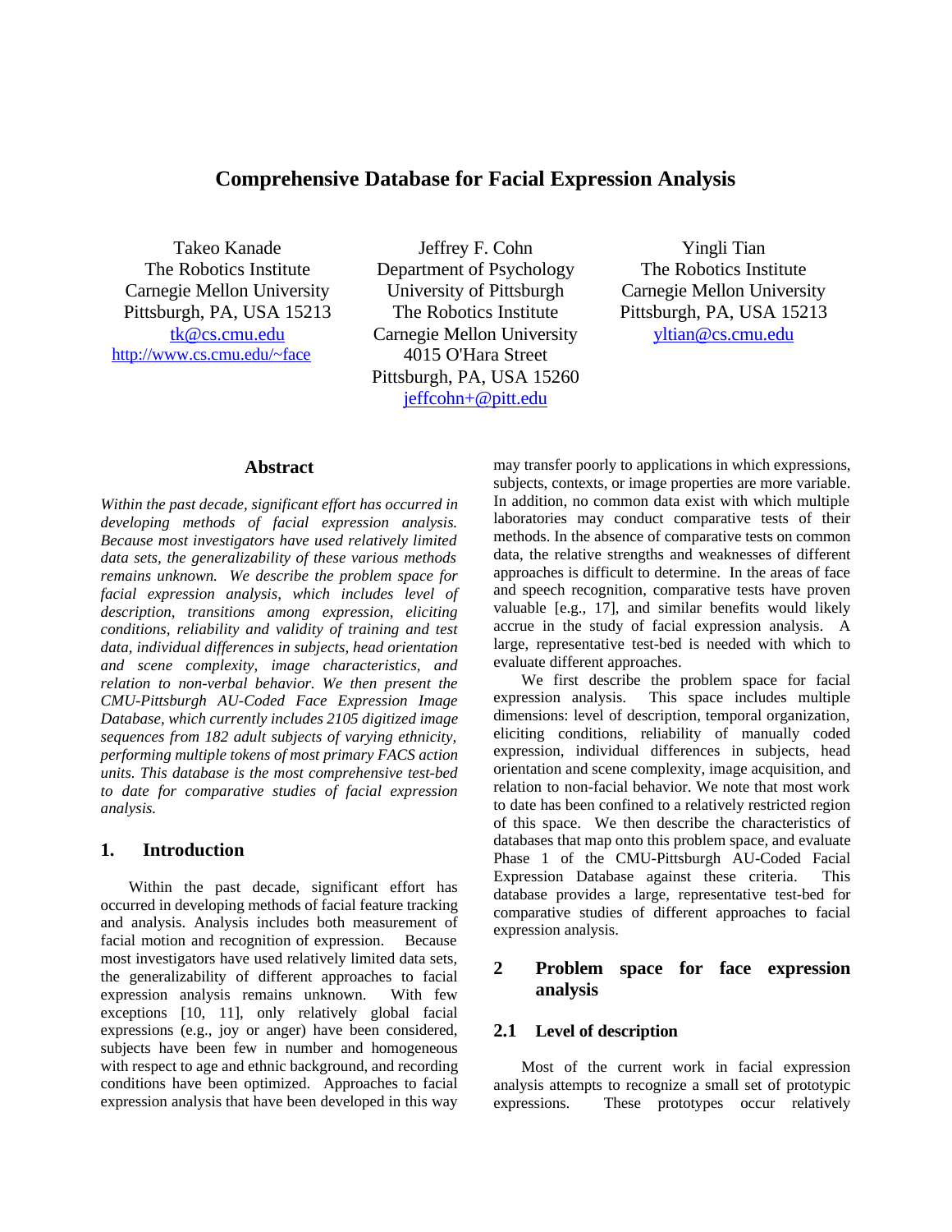# Comprehensive Database for Facial Expression Analysis

Takeo Kanade
The Robotics Institute
Carnegie Mellon University
Pittsburgh, PA, USA 15213
tk@cs.cmu.edu
http://www.cs.cmu.edu/~face

Jeffrey F. Cohn
Department of Psychology
University of Pittsburgh
The Robotics Institute
Carnegie Mellon University
4015 O'Hara Street
Pittsburgh, PA, USA 15260
jeffcohn+@pitt.edu

Yingli Tian
The Robotics Institute
Carnegie Mellon University
Pittsburgh, PA, USA 15213
yltian@cs.cmu.edu

## Abstract

*Within the past decade, significant effort has occurred in developing methods of facial expression analysis. Because most investigators have used relatively limited data sets, the generalizability of these various methods remains unknown. We describe the problem space for facial expression analysis, which includes level of description, transitions among expression, eliciting conditions, reliability and validity of training and test data, individual differences in subjects, head orientation and scene complexity, image characteristics, and relation to non-verbal behavior. We then present the CMU-Pittsburgh AU-Coded Face Expression Image Database, which currently includes 2105 digitized image sequences from 182 adult subjects of varying ethnicity, performing multiple tokens of most primary FACS action units. This database is the most comprehensive test-bed to date for comparative studies of facial expression analysis.*

## 1. Introduction

Within the past decade, significant effort has occurred in developing methods of facial feature tracking and analysis. Analysis includes both measurement of facial motion and recognition of expression. Because most investigators have used relatively limited data sets, the generalizability of different approaches to facial expression analysis remains unknown. With few exceptions [10, 11], only relatively global facial expressions (e.g., joy or anger) have been considered, subjects have been few in number and homogeneous with respect to age and ethnic background, and recording conditions have been optimized. Approaches to facial expression analysis that have been developed in this way may transfer poorly to applications in which expressions, subjects, contexts, or image properties are more variable. In addition, no common data exist with which multiple laboratories may conduct comparative tests of their methods. In the absence of comparative tests on common data, the relative strengths and weaknesses of different approaches is difficult to determine. In the areas of face and speech recognition, comparative tests have proven valuable [e.g., 17], and similar benefits would likely accrue in the study of facial expression analysis. A large, representative test-bed is needed with which to evaluate different approaches.

We first describe the problem space for facial expression analysis. This space includes multiple dimensions: level of description, temporal organization, eliciting conditions, reliability of manually coded expression, individual differences in subjects, head orientation and scene complexity, image acquisition, and relation to non-facial behavior. We note that most work to date has been confined to a relatively restricted region of this space. We then describe the characteristics of databases that map onto this problem space, and evaluate Phase 1 of the CMU-Pittsburgh AU-Coded Facial Expression Database against these criteria. This database provides a large, representative test-bed for comparative studies of different approaches to facial expression analysis.

## 2 Problem space for face expression analysis

### 2.1 Level of description

Most of the current work in facial expression analysis attempts to recognize a small set of prototypic expressions. These prototypes occur relatively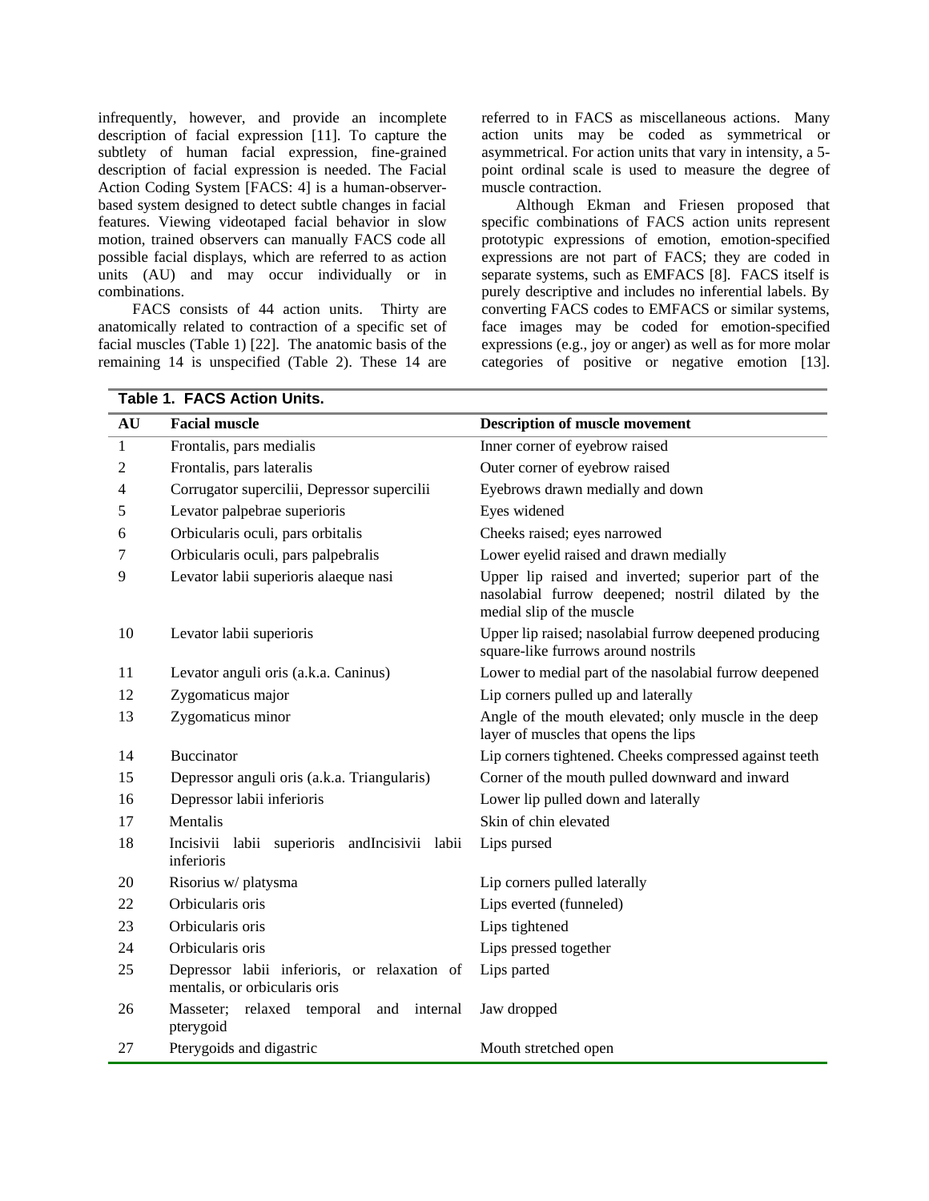infrequently, however, and provide an incomplete description of facial expression [11]. To capture the subtlety of human facial expression, fine-grained description of facial expression is needed. The Facial Action Coding System [FACS: 4] is a human-observer-based system designed to detect subtle changes in facial features. Viewing videotaped facial behavior in slow motion, trained observers can manually FACS code all possible facial displays, which are referred to as action units (AU) and may occur individually or in combinations.

FACS consists of 44 action units. Thirty are anatomically related to contraction of a specific set of facial muscles (Table 1) [22]. The anatomic basis of the remaining 14 is unspecified (Table 2). These 14 are referred to in FACS as miscellaneous actions. Many action units may be coded as symmetrical or asymmetrical. For action units that vary in intensity, a 5-point ordinal scale is used to measure the degree of muscle contraction.

Although Ekman and Friesen proposed that specific combinations of FACS action units represent prototypic expressions of emotion, emotion-specified expressions are not part of FACS; they are coded in separate systems, such as EMFACS [8]. FACS itself is purely descriptive and includes no inferential labels. By converting FACS codes to EMFACS or similar systems, face images may be coded for emotion-specified expressions (e.g., joy or anger) as well as for more molar categories of positive or negative emotion [13].

**Table 1. FACS Action Units.**

| AU | Facial muscle | Description of muscle movement |
|---|---|---|
| 1 | Frontalis, pars medialis | Inner corner of eyebrow raised |
| 2 | Frontalis, pars lateralis | Outer corner of eyebrow raised |
| 4 | Corrugator supercilii, Depressor supercilii | Eyebrows drawn medially and down |
| 5 | Levator palpebrae superioris | Eyes widened |
| 6 | Orbicularis oculi, pars orbitalis | Cheeks raised; eyes narrowed |
| 7 | Orbicularis oculi, pars palpebralis | Lower eyelid raised and drawn medially |
| 9 | Levator labii superioris alaeque nasi | Upper lip raised and inverted; superior part of the nasolabial furrow deepened; nostril dilated by the medial slip of the muscle |
| 10 | Levator labii superioris | Upper lip raised; nasolabial furrow deepened producing square-like furrows around nostrils |
| 11 | Levator anguli oris (a.k.a. Caninus) | Lower to medial part of the nasolabial furrow deepened |
| 12 | Zygomaticus major | Lip corners pulled up and laterally |
| 13 | Zygomaticus minor | Angle of the mouth elevated; only muscle in the deep layer of muscles that opens the lips |
| 14 | Buccinator | Lip corners tightened. Cheeks compressed against teeth |
| 15 | Depressor anguli oris (a.k.a. Triangularis) | Corner of the mouth pulled downward and inward |
| 16 | Depressor labii inferioris | Lower lip pulled down and laterally |
| 17 | Mentalis | Skin of chin elevated |
| 18 | Incisivii labii superioris andIncisivii labii inferioris | Lips pursed |
| 20 | Risorius w/ platysma | Lip corners pulled laterally |
| 22 | Orbicularis oris | Lips everted (funneled) |
| 23 | Orbicularis oris | Lips tightened |
| 24 | Orbicularis oris | Lips pressed together |
| 25 | Depressor labii inferioris, or relaxation of mentalis, or orbicularis oris | Lips parted |
| 26 | Masseter; relaxed temporal and internal pterygoid | Jaw dropped |
| 27 | Pterygoids and digastric | Mouth stretched open |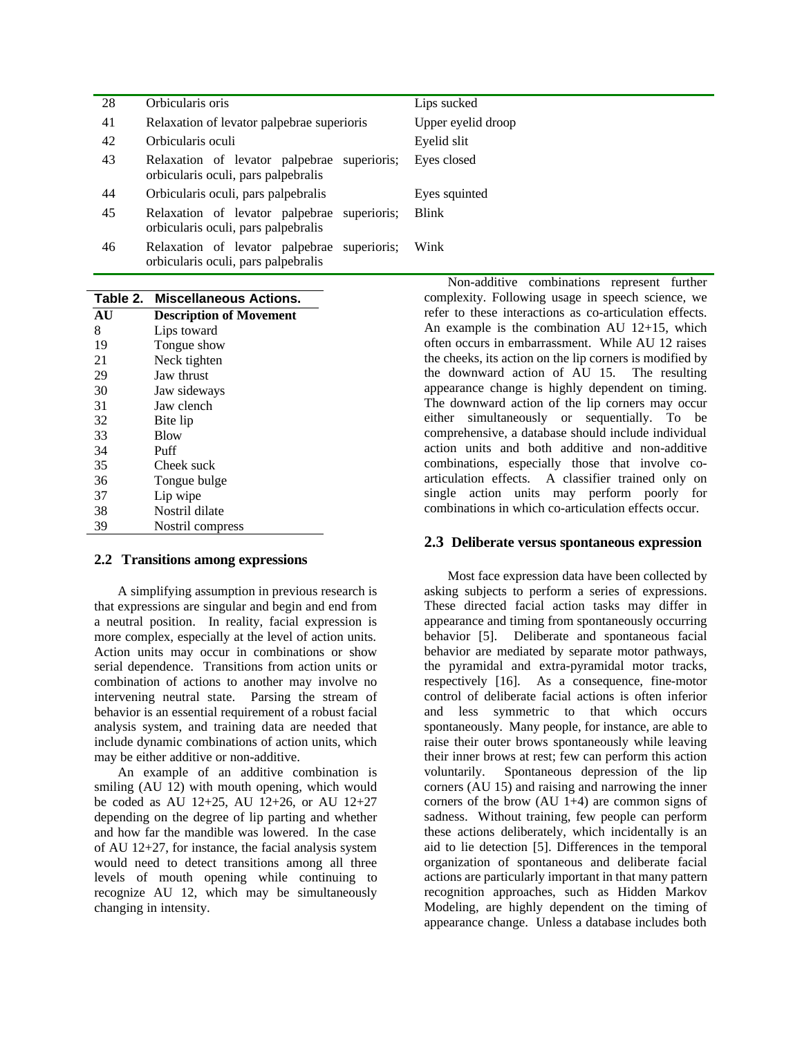| 28 | Orbicularis oris | Lips sucked |
|---|---|---|
| 41 | Relaxation of levator palpebrae superioris | Upper eyelid droop |
| 42 | Orbicularis oculi | Eyelid slit |
| 43 | Relaxation of levator palpebrae superioris; orbicularis oculi, pars palpebralis | Eyes closed |
| 44 | Orbicularis oculi, pars palpebralis | Eyes squinted |
| 45 | Relaxation of levator palpebrae superioris; orbicularis oculi, pars palpebralis | Blink |
| 46 | Relaxation of levator palpebrae superioris; orbicularis oculi, pars palpebralis | Wink |

**Table 2. Miscellaneous Actions.**

| AU | Description of Movement |
|---|---|
| 8 | Lips toward |
| 19 | Tongue show |
| 21 | Neck tighten |
| 29 | Jaw thrust |
| 30 | Jaw sideways |
| 31 | Jaw clench |
| 32 | Bite lip |
| 33 | Blow |
| 34 | Puff |
| 35 | Cheek suck |
| 36 | Tongue bulge |
| 37 | Lip wipe |
| 38 | Nostril dilate |
| 39 | Nostril compress |

## 2.2 Transitions among expressions

A simplifying assumption in previous research is that expressions are singular and begin and end from a neutral position. In reality, facial expression is more complex, especially at the level of action units. Action units may occur in combinations or show serial dependence. Transitions from action units or combination of actions to another may involve no intervening neutral state. Parsing the stream of behavior is an essential requirement of a robust facial analysis system, and training data are needed that include dynamic combinations of action units, which may be either additive or non-additive.

An example of an additive combination is smiling (AU 12) with mouth opening, which would be coded as AU 12+25, AU 12+26, or AU 12+27 depending on the degree of lip parting and whether and how far the mandible was lowered. In the case of AU 12+27, for instance, the facial analysis system would need to detect transitions among all three levels of mouth opening while continuing to recognize AU 12, which may be simultaneously changing in intensity.

Non-additive combinations represent further complexity. Following usage in speech science, we refer to these interactions as co-articulation effects. An example is the combination AU 12+15, which often occurs in embarrassment. While AU 12 raises the cheeks, its action on the lip corners is modified by the downward action of AU 15. The resulting appearance change is highly dependent on timing. The downward action of the lip corners may occur either simultaneously or sequentially. To be comprehensive, a database should include individual action units and both additive and non-additive combinations, especially those that involve co-articulation effects. A classifier trained only on single action units may perform poorly for combinations in which co-articulation effects occur.

## 2.3 Deliberate versus spontaneous expression

Most face expression data have been collected by asking subjects to perform a series of expressions. These directed facial action tasks may differ in appearance and timing from spontaneously occurring behavior [5]. Deliberate and spontaneous facial behavior are mediated by separate motor pathways, the pyramidal and extra-pyramidal motor tracks, respectively [16]. As a consequence, fine-motor control of deliberate facial actions is often inferior and less symmetric to that which occurs spontaneously. Many people, for instance, are able to raise their outer brows spontaneously while leaving their inner brows at rest; few can perform this action voluntarily. Spontaneous depression of the lip corners (AU 15) and raising and narrowing the inner corners of the brow (AU 1+4) are common signs of sadness. Without training, few people can perform these actions deliberately, which incidentally is an aid to lie detection [5]. Differences in the temporal organization of spontaneous and deliberate facial actions are particularly important in that many pattern recognition approaches, such as Hidden Markov Modeling, are highly dependent on the timing of appearance change. Unless a database includes both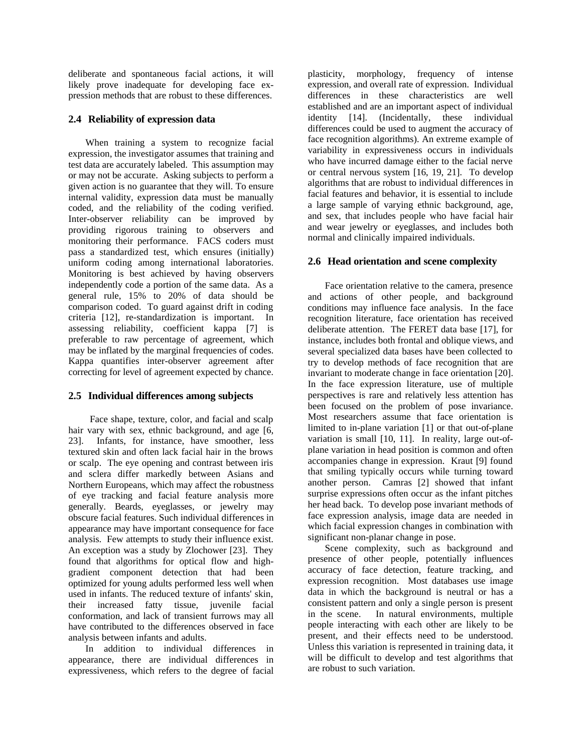deliberate and spontaneous facial actions, it will likely prove inadequate for developing face expression methods that are robust to these differences.

## 2.4 Reliability of expression data

When training a system to recognize facial expression, the investigator assumes that training and test data are accurately labeled. This assumption may or may not be accurate. Asking subjects to perform a given action is no guarantee that they will. To ensure internal validity, expression data must be manually coded, and the reliability of the coding verified. Inter-observer reliability can be improved by providing rigorous training to observers and monitoring their performance. FACS coders must pass a standardized test, which ensures (initially) uniform coding among international laboratories. Monitoring is best achieved by having observers independently code a portion of the same data. As a general rule, 15% to 20% of data should be comparison coded. To guard against drift in coding criteria [12], re-standardization is important. In assessing reliability, coefficient kappa [7] is preferable to raw percentage of agreement, which may be inflated by the marginal frequencies of codes. Kappa quantifies inter-observer agreement after correcting for level of agreement expected by chance.

## 2.5 Individual differences among subjects

Face shape, texture, color, and facial and scalp hair vary with sex, ethnic background, and age [6, 23]. Infants, for instance, have smoother, less textured skin and often lack facial hair in the brows or scalp. The eye opening and contrast between iris and sclera differ markedly between Asians and Northern Europeans, which may affect the robustness of eye tracking and facial feature analysis more generally. Beards, eyeglasses, or jewelry may obscure facial features. Such individual differences in appearance may have important consequence for face analysis. Few attempts to study their influence exist. An exception was a study by Zlochower [23]. They found that algorithms for optical flow and high-gradient component detection that had been optimized for young adults performed less well when used in infants. The reduced texture of infants' skin, their increased fatty tissue, juvenile facial conformation, and lack of transient furrows may all have contributed to the differences observed in face analysis between infants and adults.

In addition to individual differences in appearance, there are individual differences in expressiveness, which refers to the degree of facial plasticity, morphology, frequency of intense expression, and overall rate of expression. Individual differences in these characteristics are well established and are an important aspect of individual identity [14]. (Incidentally, these individual differences could be used to augment the accuracy of face recognition algorithms). An extreme example of variability in expressiveness occurs in individuals who have incurred damage either to the facial nerve or central nervous system [16, 19, 21]. To develop algorithms that are robust to individual differences in facial features and behavior, it is essential to include a large sample of varying ethnic background, age, and sex, that includes people who have facial hair and wear jewelry or eyeglasses, and includes both normal and clinically impaired individuals.

## 2.6 Head orientation and scene complexity

Face orientation relative to the camera, presence and actions of other people, and background conditions may influence face analysis. In the face recognition literature, face orientation has received deliberate attention. The FERET data base [17], for instance, includes both frontal and oblique views, and several specialized data bases have been collected to try to develop methods of face recognition that are invariant to moderate change in face orientation [20]. In the face expression literature, use of multiple perspectives is rare and relatively less attention has been focused on the problem of pose invariance. Most researchers assume that face orientation is limited to in-plane variation [1] or that out-of-plane variation is small [10, 11]. In reality, large out-of-plane variation in head position is common and often accompanies change in expression. Kraut [9] found that smiling typically occurs while turning toward another person. Camras [2] showed that infant surprise expressions often occur as the infant pitches her head back. To develop pose invariant methods of face expression analysis, image data are needed in which facial expression changes in combination with significant non-planar change in pose.

Scene complexity, such as background and presence of other people, potentially influences accuracy of face detection, feature tracking, and expression recognition. Most databases use image data in which the background is neutral or has a consistent pattern and only a single person is present in the scene. In natural environments, multiple people interacting with each other are likely to be present, and their effects need to be understood. Unless this variation is represented in training data, it will be difficult to develop and test algorithms that are robust to such variation.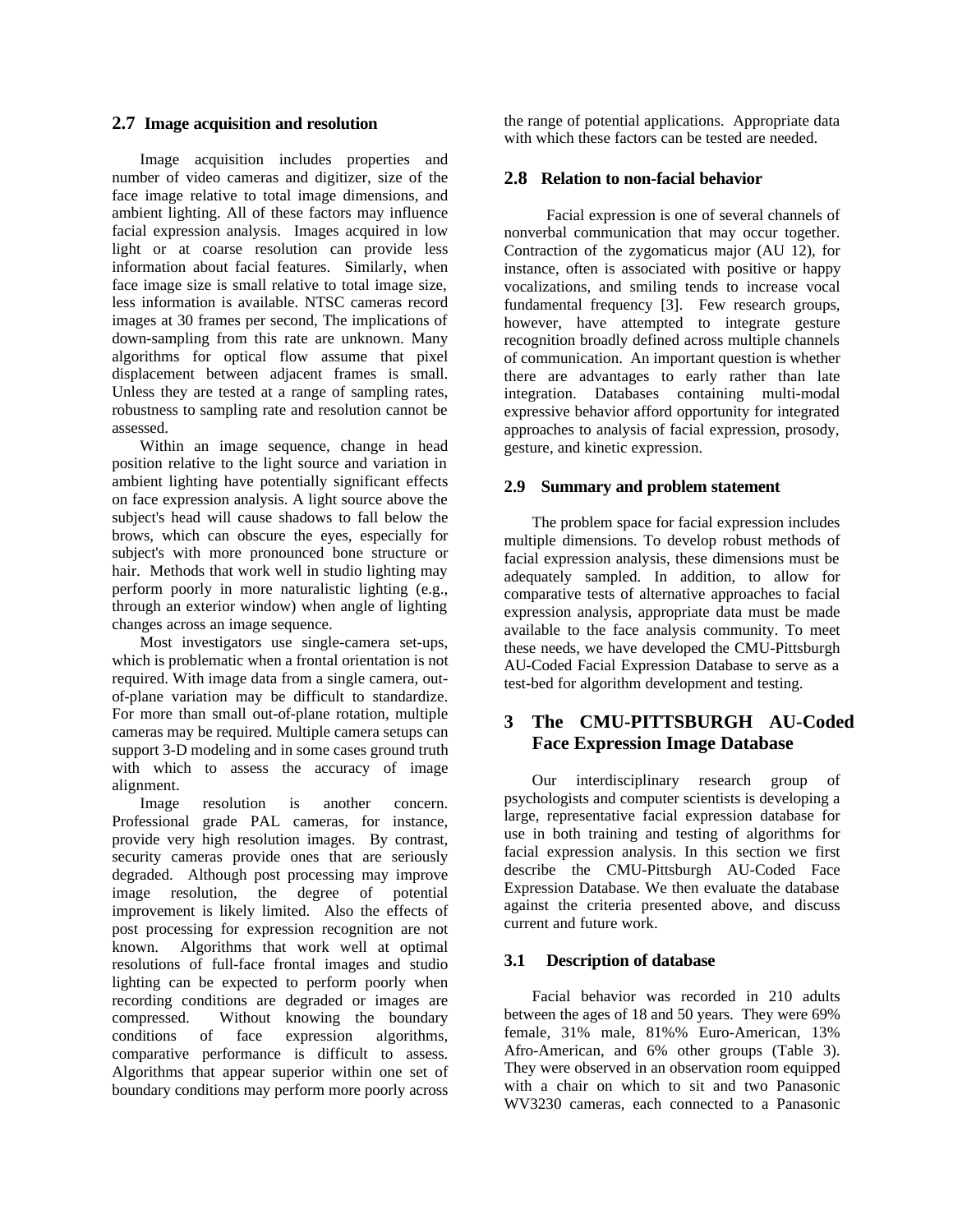### 2.7 Image acquisition and resolution

Image acquisition includes properties and number of video cameras and digitizer, size of the face image relative to total image dimensions, and ambient lighting. All of these factors may influence facial expression analysis. Images acquired in low light or at coarse resolution can provide less information about facial features. Similarly, when face image size is small relative to total image size, less information is available. NTSC cameras record images at 30 frames per second, The implications of down-sampling from this rate are unknown. Many algorithms for optical flow assume that pixel displacement between adjacent frames is small. Unless they are tested at a range of sampling rates, robustness to sampling rate and resolution cannot be assessed.

Within an image sequence, change in head position relative to the light source and variation in ambient lighting have potentially significant effects on face expression analysis. A light source above the subject's head will cause shadows to fall below the brows, which can obscure the eyes, especially for subject's with more pronounced bone structure or hair. Methods that work well in studio lighting may perform poorly in more naturalistic lighting (e.g., through an exterior window) when angle of lighting changes across an image sequence.

Most investigators use single-camera set-ups, which is problematic when a frontal orientation is not required. With image data from a single camera, out-of-plane variation may be difficult to standardize. For more than small out-of-plane rotation, multiple cameras may be required. Multiple camera setups can support 3-D modeling and in some cases ground truth with which to assess the accuracy of image alignment.

Image resolution is another concern. Professional grade PAL cameras, for instance, provide very high resolution images. By contrast, security cameras provide ones that are seriously degraded. Although post processing may improve image resolution, the degree of potential improvement is likely limited. Also the effects of post processing for expression recognition are not known. Algorithms that work well at optimal resolutions of full-face frontal images and studio lighting can be expected to perform poorly when recording conditions are degraded or images are compressed. Without knowing the boundary conditions of face expression algorithms, comparative performance is difficult to assess. Algorithms that appear superior within one set of boundary conditions may perform more poorly across the range of potential applications. Appropriate data with which these factors can be tested are needed.

### 2.8 Relation to non-facial behavior

Facial expression is one of several channels of nonverbal communication that may occur together. Contraction of the zygomaticus major (AU 12), for instance, often is associated with positive or happy vocalizations, and smiling tends to increase vocal fundamental frequency [3]. Few research groups, however, have attempted to integrate gesture recognition broadly defined across multiple channels of communication. An important question is whether there are advantages to early rather than late integration. Databases containing multi-modal expressive behavior afford opportunity for integrated approaches to analysis of facial expression, prosody, gesture, and kinetic expression.

### 2.9 Summary and problem statement

The problem space for facial expression includes multiple dimensions. To develop robust methods of facial expression analysis, these dimensions must be adequately sampled. In addition, to allow for comparative tests of alternative approaches to facial expression analysis, appropriate data must be made available to the face analysis community. To meet these needs, we have developed the CMU-Pittsburgh AU-Coded Facial Expression Database to serve as a test-bed for algorithm development and testing.

## 3 The CMU-PITTSBURGH AU-Coded Face Expression Image Database

Our interdisciplinary research group of psychologists and computer scientists is developing a large, representative facial expression database for use in both training and testing of algorithms for facial expression analysis. In this section we first describe the CMU-Pittsburgh AU-Coded Face Expression Database. We then evaluate the database against the criteria presented above, and discuss current and future work.

### 3.1 Description of database

Facial behavior was recorded in 210 adults between the ages of 18 and 50 years. They were 69% female, 31% male, 81%% Euro-American, 13% Afro-American, and 6% other groups (Table 3). They were observed in an observation room equipped with a chair on which to sit and two Panasonic WV3230 cameras, each connected to a Panasonic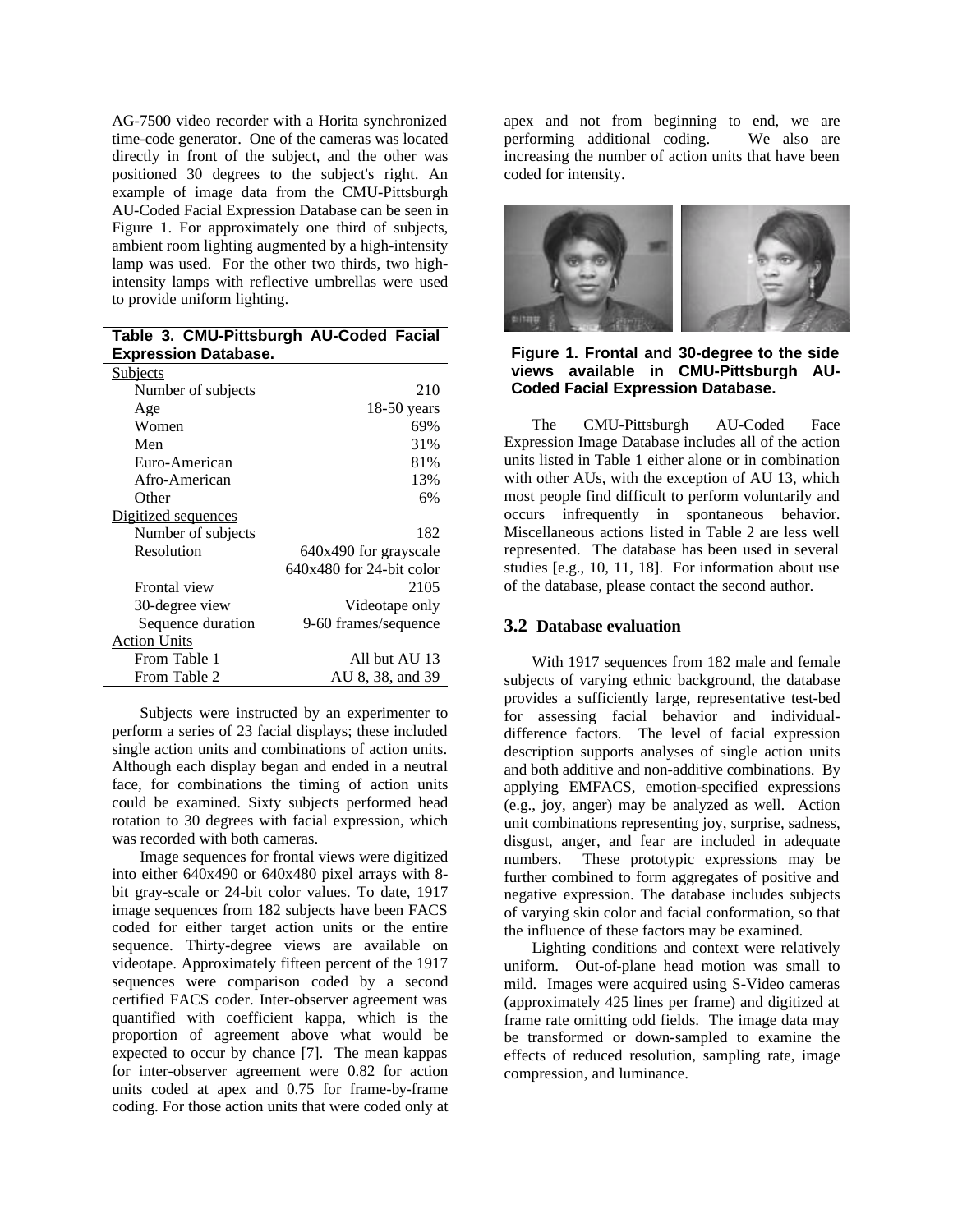AG-7500 video recorder with a Horita synchronized time-code generator. One of the cameras was located directly in front of the subject, and the other was positioned 30 degrees to the subject's right. An example of image data from the CMU-Pittsburgh AU-Coded Facial Expression Database can be seen in Figure 1. For approximately one third of subjects, ambient room lighting augmented by a high-intensity lamp was used. For the other two thirds, two high-intensity lamps with reflective umbrellas were used to provide uniform lighting.

**Table 3. CMU-Pittsburgh AU-Coded Facial Expression Database.**

| | |
|---|---|
| Subjects | |
| Number of subjects | 210 |
| Age | 18-50 years |
| Women | 69% |
| Men | 31% |
| Euro-American | 81% |
| Afro-American | 13% |
| Other | 6% |
| Digitized sequences | |
| Number of subjects | 182 |
| Resolution | 640x490 for grayscale<br>640x480 for 24-bit color |
| Frontal view | 2105 |
| 30-degree view | Videotape only |
| Sequence duration | 9-60 frames/sequence |
| Action Units | |
| From Table 1 | All but AU 13 |
| From Table 2 | AU 8, 38, and 39 |

Subjects were instructed by an experimenter to perform a series of 23 facial displays; these included single action units and combinations of action units. Although each display began and ended in a neutral face, for combinations the timing of action units could be examined. Sixty subjects performed head rotation to 30 degrees with facial expression, which was recorded with both cameras.

Image sequences for frontal views were digitized into either 640x490 or 640x480 pixel arrays with 8-bit gray-scale or 24-bit color values. To date, 1917 image sequences from 182 subjects have been FACS coded for either target action units or the entire sequence. Thirty-degree views are available on videotape. Approximately fifteen percent of the 1917 sequences were comparison coded by a second certified FACS coder. Inter-observer agreement was quantified with coefficient kappa, which is the proportion of agreement above what would be expected to occur by chance [7]. The mean kappas for inter-observer agreement were 0.82 for action units coded at apex and 0.75 for frame-by-frame coding. For those action units that were coded only at apex and not from beginning to end, we are performing additional coding. We also are increasing the number of action units that have been coded for intensity.

**Figure 1. Frontal and 30-degree to the side views available in CMU-Pittsburgh AU-Coded Facial Expression Database.**

The CMU-Pittsburgh AU-Coded Face Expression Image Database includes all of the action units listed in Table 1 either alone or in combination with other AUs, with the exception of AU 13, which most people find difficult to perform voluntarily and occurs infrequently in spontaneous behavior. Miscellaneous actions listed in Table 2 are less well represented. The database has been used in several studies [e.g., 10, 11, 18]. For information about use of the database, please contact the second author.

### 3.2 Database evaluation

With 1917 sequences from 182 male and female subjects of varying ethnic background, the database provides a sufficiently large, representative test-bed for assessing facial behavior and individual-difference factors. The level of facial expression description supports analyses of single action units and both additive and non-additive combinations. By applying EMFACS, emotion-specified expressions (e.g., joy, anger) may be analyzed as well. Action unit combinations representing joy, surprise, sadness, disgust, anger, and fear are included in adequate numbers. These prototypic expressions may be further combined to form aggregates of positive and negative expression. The database includes subjects of varying skin color and facial conformation, so that the influence of these factors may be examined.

Lighting conditions and context were relatively uniform. Out-of-plane head motion was small to mild. Images were acquired using S-Video cameras (approximately 425 lines per frame) and digitized at frame rate omitting odd fields. The image data may be transformed or down-sampled to examine the effects of reduced resolution, sampling rate, image compression, and luminance.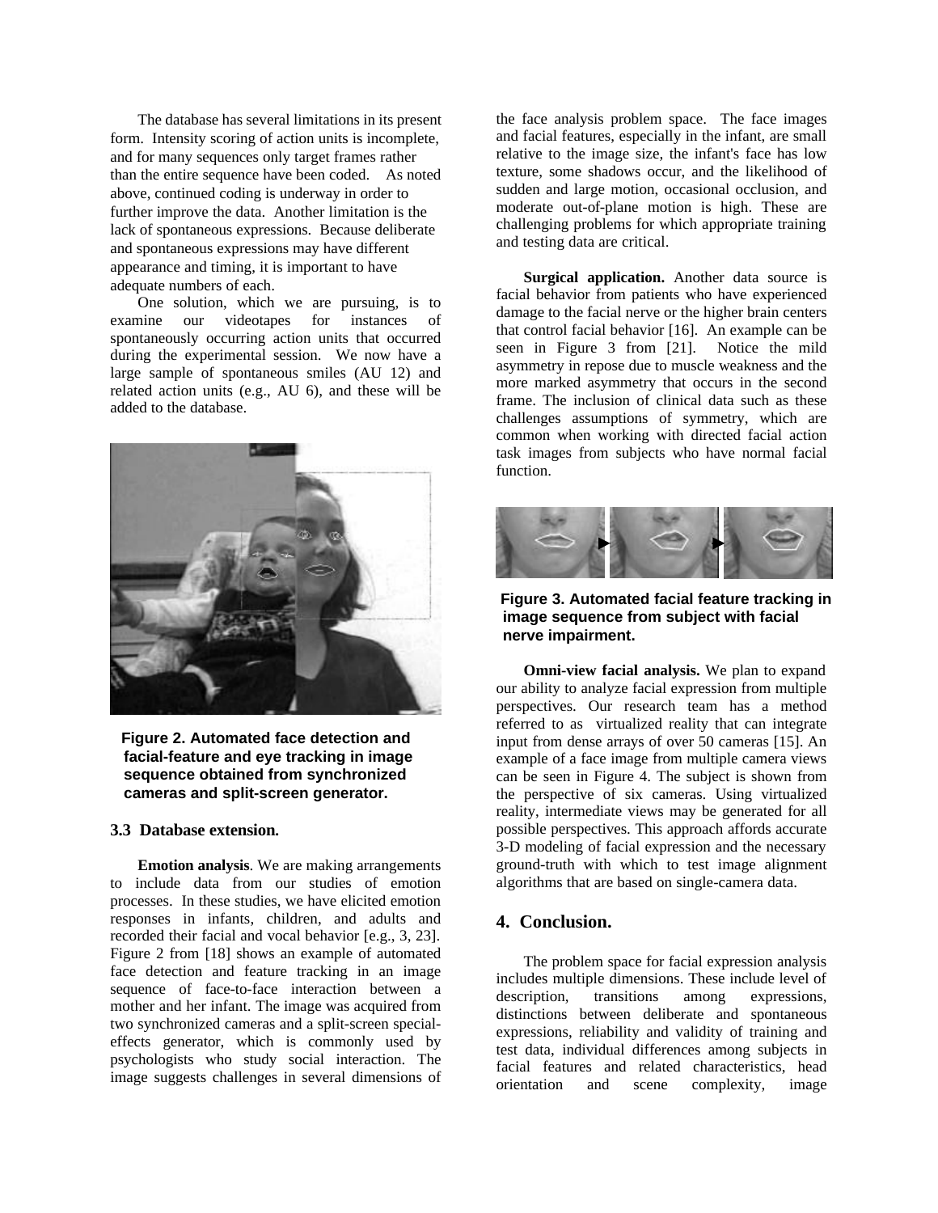The database has several limitations in its present form. Intensity scoring of action units is incomplete, and for many sequences only target frames rather than the entire sequence have been coded. As noted above, continued coding is underway in order to further improve the data. Another limitation is the lack of spontaneous expressions. Because deliberate and spontaneous expressions may have different appearance and timing, it is important to have adequate numbers of each.

One solution, which we are pursuing, is to examine our videotapes for instances of spontaneously occurring action units that occurred during the experimental session. We now have a large sample of spontaneous smiles (AU 12) and related action units (e.g., AU 6), and these will be added to the database.

**Figure 2. Automated face detection and facial-feature and eye tracking in image sequence obtained from synchronized cameras and split-screen generator.**

### 3.3 Database extension.

**Emotion analysis**. We are making arrangements to include data from our studies of emotion processes. In these studies, we have elicited emotion responses in infants, children, and adults and recorded their facial and vocal behavior [e.g., 3, 23]. Figure 2 from [18] shows an example of automated face detection and feature tracking in an image sequence of face-to-face interaction between a mother and her infant. The image was acquired from two synchronized cameras and a split-screen special-effects generator, which is commonly used by psychologists who study social interaction. The image suggests challenges in several dimensions of the face analysis problem space. The face images and facial features, especially in the infant, are small relative to the image size, the infant's face has low texture, some shadows occur, and the likelihood of sudden and large motion, occasional occlusion, and moderate out-of-plane motion is high. These are challenging problems for which appropriate training and testing data are critical.

**Surgical application.** Another data source is facial behavior from patients who have experienced damage to the facial nerve or the higher brain centers that control facial behavior [16]. An example can be seen in Figure 3 from [21]. Notice the mild asymmetry in repose due to muscle weakness and the more marked asymmetry that occurs in the second frame. The inclusion of clinical data such as these challenges assumptions of symmetry, which are common when working with directed facial action task images from subjects who have normal facial function.

**Figure 3. Automated facial feature tracking in image sequence from subject with facial nerve impairment.**

**Omni-view facial analysis.** We plan to expand our ability to analyze facial expression from multiple perspectives. Our research team has a method referred to as virtualized reality that can integrate input from dense arrays of over 50 cameras [15]. An example of a face image from multiple camera views can be seen in Figure 4. The subject is shown from the perspective of six cameras. Using virtualized reality, intermediate views may be generated for all possible perspectives. This approach affords accurate 3-D modeling of facial expression and the necessary ground-truth with which to test image alignment algorithms that are based on single-camera data.

## 4. Conclusion.

The problem space for facial expression analysis includes multiple dimensions. These include level of description, transitions among expressions, distinctions between deliberate and spontaneous expressions, reliability and validity of training and test data, individual differences among subjects in facial features and related characteristics, head orientation and scene complexity, image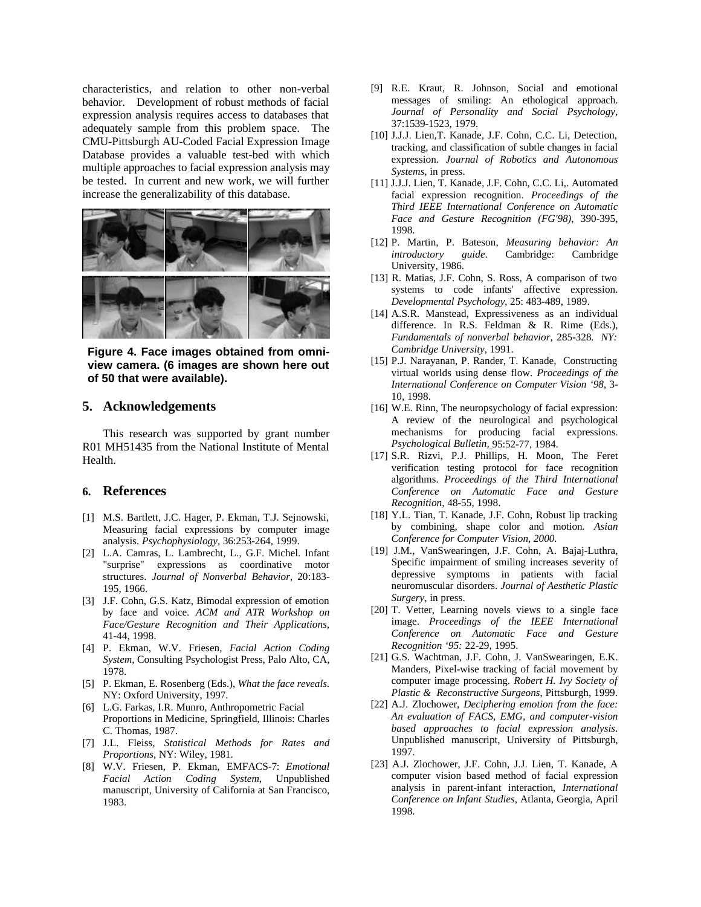characteristics, and relation to other non-verbal behavior. Development of robust methods of facial expression analysis requires access to databases that adequately sample from this problem space. The CMU-Pittsburgh AU-Coded Facial Expression Image Database provides a valuable test-bed with which multiple approaches to facial expression analysis may be tested. In current and new work, we will further increase the generalizability of this database.

**Figure 4. Face images obtained from omni-view camera. (6 images are shown here out of 50 that were available).**

## 5. Acknowledgements

This research was supported by grant number R01 MH51435 from the National Institute of Mental Health.

## 6. References

[1] M.S. Bartlett, J.C. Hager, P. Ekman, T.J. Sejnowski, Measuring facial expressions by computer image analysis. *Psychophysiology*, 36:253-264, 1999.

[2] L.A. Camras, L. Lambrecht, L., G.F. Michel. Infant "surprise" expressions as coordinative motor structures. *Journal of Nonverbal Behavior*, 20:183-195, 1966.

[3] J.F. Cohn, G.S. Katz, Bimodal expression of emotion by face and voice. *ACM and ATR Workshop on Face/Gesture Recognition and Their Applications*, 41-44, 1998.

[4] P. Ekman, W.V. Friesen, *Facial Action Coding System*, Consulting Psychologist Press, Palo Alto, CA, 1978.

[5] P. Ekman, E. Rosenberg (Eds.), *What the face reveals*. NY: Oxford University, 1997.

[6] L.G. Farkas, I.R. Munro, Anthropometric Facial Proportions in Medicine, Springfield, Illinois: Charles C. Thomas, 1987.

[7] J.L. Fleiss, *Statistical Methods for Rates and Proportions*, NY: Wiley, 1981.

[8] W.V. Friesen, P. Ekman, EMFACS-7: *Emotional Facial Action Coding System*, Unpublished manuscript, University of California at San Francisco, 1983.

[9] R.E. Kraut, R. Johnson, Social and emotional messages of smiling: An ethological approach. *Journal of Personality and Social Psychology*, 37:1539-1523, 1979.

[10] J.J.J. Lien,T. Kanade, J.F. Cohn, C.C. Li, Detection, tracking, and classification of subtle changes in facial expression. *Journal of Robotics and Autonomous Systems*, in press.

[11] J.J.J. Lien, T. Kanade, J.F. Cohn, C.C. Li,. Automated facial expression recognition. *Proceedings of the Third IEEE International Conference on Automatic Face and Gesture Recognition (FG'98)*, 390-395, 1998.

[12] P. Martin, P. Bateson, *Measuring behavior: An introductory guide*. Cambridge: Cambridge University, 1986.

[13] R. Matias, J.F. Cohn, S. Ross, A comparison of two systems to code infants' affective expression. *Developmental Psychology*, 25: 483-489, 1989.

[14] A.S.R. Manstead, Expressiveness as an individual difference. In R.S. Feldman & R. Rime (Eds.), *Fundamentals of nonverbal behavior*, 285-328. *NY: Cambridge University*, 1991.

[15] P.J. Narayanan, P. Rander, T. Kanade, Constructing virtual worlds using dense flow. *Proceedings of the International Conference on Computer Vision '98*, 3-10, 1998.

[16] W.E. Rinn, The neuropsychology of facial expression: A review of the neurological and psychological mechanisms for producing facial expressions. *Psychological Bulletin*, 95:52-77, 1984.

[17] S.R. Rizvi, P.J. Phillips, H. Moon, The Feret verification testing protocol for face recognition algorithms. *Proceedings of the Third International Conference on Automatic Face and Gesture Recognition*, 48-55, 1998.

[18] Y.L. Tian, T. Kanade, J.F. Cohn, Robust lip tracking by combining, shape color and motion. *Asian Conference for Computer Vision, 2000.*

[19] J.M., VanSwearingen, J.F. Cohn, A. Bajaj-Luthra, Specific impairment of smiling increases severity of depressive symptoms in patients with facial neuromuscular disorders. *Journal of Aesthetic Plastic Surgery*, in press.

[20] T. Vetter, Learning novels views to a single face image. *Proceedings of the IEEE International Conference on Automatic Face and Gesture Recognition '95:* 22-29, 1995.

[21] G.S. Wachtman, J.F. Cohn, J. VanSwearingen, E.K. Manders, Pixel-wise tracking of facial movement by computer image processing. *Robert H. Ivy Society of Plastic & Reconstructive Surgeons*, Pittsburgh, 1999.

[22] A.J. Zlochower, *Deciphering emotion from the face: An evaluation of FACS, EMG, and computer-vision based approaches to facial expression analysis*. Unpublished manuscript, University of Pittsburgh, 1997.

[23] A.J. Zlochower, J.F. Cohn, J.J. Lien, T. Kanade, A computer vision based method of facial expression analysis in parent-infant interaction, *International Conference on Infant Studies*, Atlanta, Georgia, April 1998.